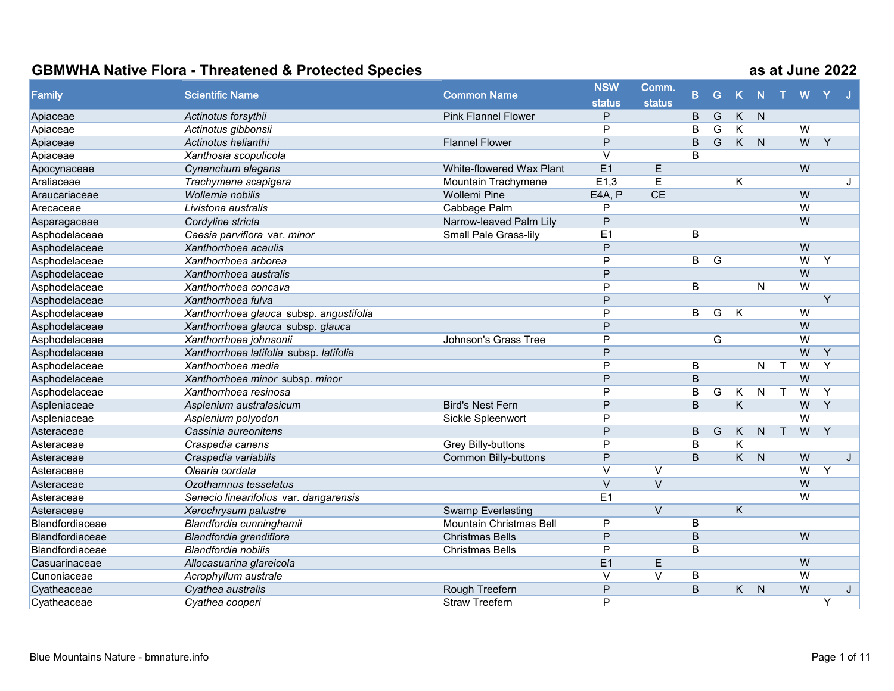# GBMWHA Native Flora - Threatened & Protected Species

**as at June 2022**

| Family | Scientific Name | Common Name | NSW status | Comm. status | B | G | K | N | T | W | Y | J |
|---|---|---|---|---|---|---|---|---|---|---|---|---|
| Apiaceae | *Actinotus forsythii* | Pink Flannel Flower | P | | B | G | K | N | | | | |
| Apiaceae | *Actinotus gibbonsii* | | P | | B | G | K | | | W | | |
| Apiaceae | *Actinotus helianthi* | Flannel Flower | P | | B | G | K | N | | W | Y | |
| Apiaceae | *Xanthosia scopulicola* | | V | | B | | | | | | | |
| Apocynaceae | *Cynanchum elegans* | White-flowered Wax Plant | E1 | E | | | | | | W | | |
| Araliaceae | *Trachymene scapigera* | Mountain Trachymene | E1,3 | E | | | K | | | | | J |
| Araucariaceae | *Wollemia nobilis* | Wollemi Pine | E4A, P | CE | | | | | | W | | |
| Arecaceae | *Livistona australis* | Cabbage Palm | P | | | | | | | W | | |
| Asparagaceae | *Cordyline stricta* | Narrow-leaved Palm Lily | P | | | | | | | W | | |
| Asphodelaceae | *Caesia parviflora* var. *minor* | Small Pale Grass-lily | E1 | | B | | | | | | | |
| Asphodelaceae | *Xanthorrhoea acaulis* | | P | | | | | | | W | | |
| Asphodelaceae | *Xanthorrhoea arborea* | | P | | B | G | | | | W | Y | |
| Asphodelaceae | *Xanthorrhoea australis* | | P | | | | | | | W | | |
| Asphodelaceae | *Xanthorrhoea concava* | | P | | B | | | N | | W | | |
| Asphodelaceae | *Xanthorrhoea fulva* | | P | | | | | | | | Y | |
| Asphodelaceae | *Xanthorrhoea glauca* subsp. *angustifolia* | | P | | B | G | K | | | W | | |
| Asphodelaceae | *Xanthorrhoea glauca* subsp. *glauca* | | P | | | | | | | W | | |
| Asphodelaceae | *Xanthorrhoea johnsonii* | Johnson's Grass Tree | P | | | G | | | | W | | |
| Asphodelaceae | *Xanthorrhoea latifolia* subsp. *latifolia* | | P | | | | | | | W | Y | |
| Asphodelaceae | *Xanthorrhoea media* | | P | | B | | | N | T | W | Y | |
| Asphodelaceae | *Xanthorrhoea minor* subsp. *minor* | | P | | B | | | | | W | | |
| Asphodelaceae | *Xanthorrhoea resinosa* | | P | | B | G | K | N | T | W | Y | |
| Aspleniaceae | *Asplenium australasicum* | Bird's Nest Fern | P | | B | | K | | | W | Y | |
| Aspleniaceae | *Asplenium polyodon* | Sickle Spleenwort | P | | | | | | | W | | |
| Asteraceae | *Cassinia aureonitens* | | P | | B | G | K | N | T | W | Y | |
| Asteraceae | *Craspedia canens* | Grey Billy-buttons | P | | B | | K | | | | | |
| Asteraceae | *Craspedia variabilis* | Common Billy-buttons | P | | B | | K | N | | W | | J |
| Asteraceae | *Olearia cordata* | | V | V | | | | | | W | Y | |
| Asteraceae | *Ozothamnus tesselatus* | | V | V | | | | | | W | | |
| Asteraceae | *Senecio linearifolius* var. *dangarensis* | | E1 | | | | | | | W | | |
| Asteraceae | *Xerochrysum palustre* | Swamp Everlasting | | V | | | K | | | | | |
| Blandfordiaceae | *Blandfordia cunninghamii* | Mountain Christmas Bell | P | | B | | | | | | | |
| Blandfordiaceae | *Blandfordia grandiflora* | Christmas Bells | P | | B | | | | | W | | |
| Blandfordiaceae | *Blandfordia nobilis* | Christmas Bells | P | | B | | | | | | | |
| Casuarinaceae | *Allocasuarina glareicola* | | E1 | E | | | | | | W | | |
| Cunoniaceae | *Acrophyllum australe* | | V | V | B | | | | | W | | |
| Cyatheaceae | *Cyathea australis* | Rough Treefern | P | | B | | K | N | | W | | J |
| Cyatheaceae | *Cyathea cooperi* | Straw Treefern | P | | | | | | | | Y | |

Blue Mountains Nature - bmnature.info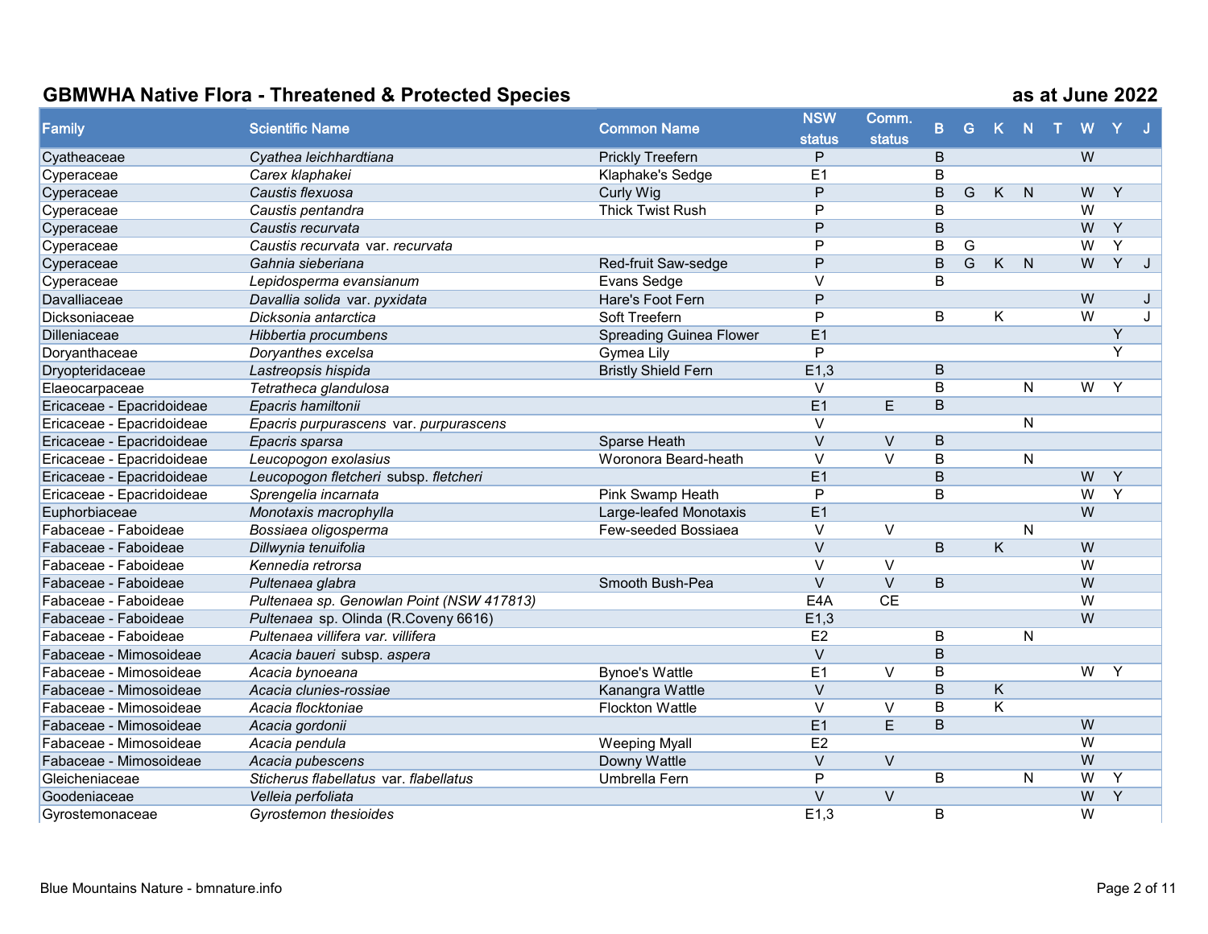## GBMWHA Native Flora - Threatened & Protected Species

as at June 2022

| Family | Scientific Name | Common Name | NSW status | Comm. status | B | G | K | N | T | W | Y | J |
|---|---|---|---|---|---|---|---|---|---|---|---|---|
| Cyatheaceae | *Cyathea leichhardtiana* | Prickly Treefern | P | | B | | | | | W | | |
| Cyperaceae | *Carex klaphakei* | Klaphake's Sedge | E1 | | B | | | | | | | |
| Cyperaceae | *Caustis flexuosa* | Curly Wig | P | | B | G | K | N | | W | Y | |
| Cyperaceae | *Caustis pentandra* | Thick Twist Rush | P | | B | | | | | W | | |
| Cyperaceae | *Caustis recurvata* | | P | | B | | | | | W | Y | |
| Cyperaceae | *Caustis recurvata* var. *recurvata* | | P | | B | G | | | | W | Y | |
| Cyperaceae | *Gahnia sieberiana* | Red-fruit Saw-sedge | P | | B | G | K | N | | W | Y | J |
| Cyperaceae | *Lepidosperma evansianum* | Evans Sedge | V | | B | | | | | | | |
| Davalliaceae | *Davallia solida* var. *pyxidata* | Hare's Foot Fern | P | | | | | | | W | | J |
| Dicksoniaceae | *Dicksonia antarctica* | Soft Treefern | P | | B | | K | | | W | | J |
| Dilleniaceae | *Hibbertia procumbens* | Spreading Guinea Flower | E1 | | | | | | | | Y | |
| Doryanthaceae | *Doryanthes excelsa* | Gymea Lily | P | | | | | | | | Y | |
| Dryopteridaceae | *Lastreopsis hispida* | Bristly Shield Fern | E1,3 | | B | | | | | | | |
| Elaeocarpaceae | *Tetratheca glandulosa* | | V | | B | | | N | | W | Y | |
| Ericaceae - Epacridoideae | *Epacris hamiltonii* | | E1 | E | B | | | | | | | |
| Ericaceae - Epacridoideae | *Epacris purpurascens* var. *purpurascens* | | V | | | | | N | | | | |
| Ericaceae - Epacridoideae | *Epacris sparsa* | Sparse Heath | V | V | B | | | | | | | |
| Ericaceae - Epacridoideae | *Leucopogon exolasius* | Woronora Beard-heath | V | V | B | | | N | | | | |
| Ericaceae - Epacridoideae | *Leucopogon fletcheri* subsp. *fletcheri* | | E1 | | B | | | | | W | Y | |
| Ericaceae - Epacridoideae | *Sprengelia incarnata* | Pink Swamp Heath | P | | B | | | | | W | Y | |
| Euphorbiaceae | *Monotaxis macrophylla* | Large-leafed Monotaxis | E1 | | | | | | | W | | |
| Fabaceae - Faboideae | *Bossiaea oligosperma* | Few-seeded Bossiaea | V | V | | | | N | | | | |
| Fabaceae - Faboideae | *Dillwynia tenuifolia* | | V | | B | | K | | | W | | |
| Fabaceae - Faboideae | *Kennedia retrorsa* | | V | V | | | | | | W | | |
| Fabaceae - Faboideae | *Pultenaea glabra* | Smooth Bush-Pea | V | V | B | | | | | W | | |
| Fabaceae - Faboideae | *Pultenaea sp. Genowlan Point (NSW 417813)* | | E4A | CE | | | | | | W | | |
| Fabaceae - Faboideae | *Pultenaea* sp. Olinda (R.Coveny 6616) | | E1,3 | | | | | | | W | | |
| Fabaceae - Faboideae | *Pultenaea villifera var. villifera* | | E2 | | B | | | N | | | | |
| Fabaceae - Mimosoideae | *Acacia baueri* subsp. *aspera* | | V | | B | | | | | | | |
| Fabaceae - Mimosoideae | *Acacia bynoeana* | Bynoe's Wattle | E1 | V | B | | | | | W | Y | |
| Fabaceae - Mimosoideae | *Acacia clunies-rossiae* | Kanangra Wattle | V | | B | | K | | | | | |
| Fabaceae - Mimosoideae | *Acacia flocktoniae* | Flockton Wattle | V | V | B | | K | | | | | |
| Fabaceae - Mimosoideae | *Acacia gordonii* | | E1 | E | B | | | | | W | | |
| Fabaceae - Mimosoideae | *Acacia pendula* | Weeping Myall | E2 | | | | | | | W | | |
| Fabaceae - Mimosoideae | *Acacia pubescens* | Downy Wattle | V | V | | | | | | W | | |
| Gleicheniaceae | *Sticherus flabellatus* var. *flabellatus* | Umbrella Fern | P | | B | | | N | | W | Y | |
| Goodeniaceae | *Velleia perfoliata* | | V | V | | | | | | W | Y | |
| Gyrostemonaceae | *Gyrostemon thesioides* | | E1,3 | | B | | | | | W | | |

Blue Mountains Nature - bmnature.info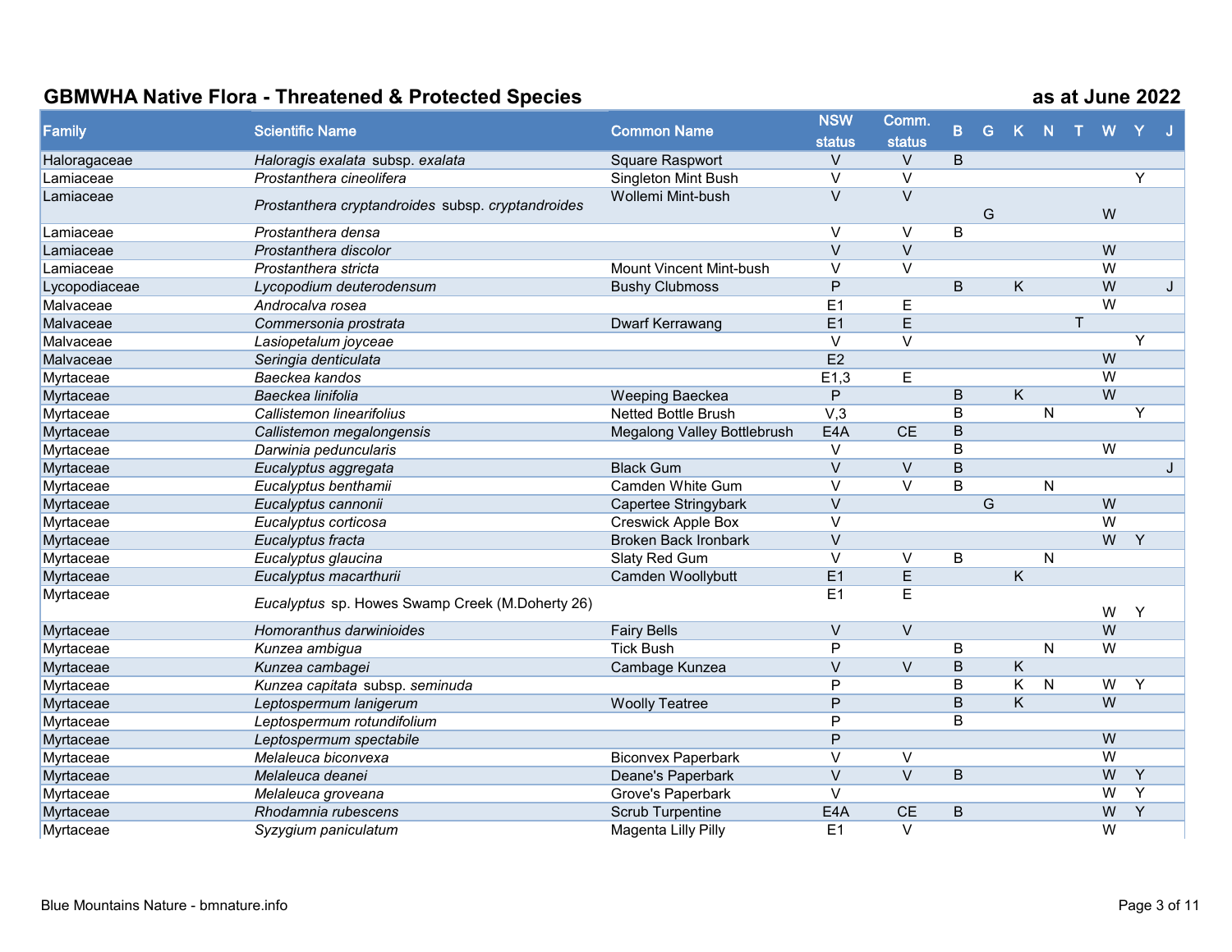## GBMWHA Native Flora - Threatened & Protected Species

as at June 2022

| Family | Scientific Name | Common Name | NSW status | Comm. status | B | G | K | N | T | W | Y | J |
|---|---|---|---|---|---|---|---|---|---|---|---|---|
| Haloragaceae | *Haloragis exalata* subsp. *exalata* | Square Raspwort | V | V | B | | | | | | | |
| Lamiaceae | *Prostanthera cineolifera* | Singleton Mint Bush | V | V | | | | | | | Y | |
| Lamiaceae | *Prostanthera cryptandroides* subsp. *cryptandroides* | Wollemi Mint-bush | V | V | | G | | | | W | | |
| Lamiaceae | *Prostanthera densa* | | V | V | B | | | | | | | |
| Lamiaceae | *Prostanthera discolor* | | V | V | | | | | | W | | |
| Lamiaceae | *Prostanthera stricta* | Mount Vincent Mint-bush | V | V | | | | | | W | | |
| Lycopodiaceae | *Lycopodium deuterodensum* | Bushy Clubmoss | P | | B | | K | | | W | | J |
| Malvaceae | *Androcalva rosea* | | E1 | E | | | | | | W | | |
| Malvaceae | *Commersonia prostrata* | Dwarf Kerrawang | E1 | E | | | | | T | | | |
| Malvaceae | *Lasiopetalum joyceae* | | V | V | | | | | | | Y | |
| Malvaceae | *Seringia denticulata* | | E2 | | | | | | | W | | |
| Myrtaceae | *Baeckea kandos* | | E1,3 | E | | | | | | W | | |
| Myrtaceae | *Baeckea linifolia* | Weeping Baeckea | P | | B | | K | | | W | | |
| Myrtaceae | *Callistemon linearifolius* | Netted Bottle Brush | V,3 | | B | | | N | | | Y | |
| Myrtaceae | *Callistemon megalongensis* | Megalong Valley Bottlebrush | E4A | CE | B | | | | | | | |
| Myrtaceae | *Darwinia peduncularis* | | V | | B | | | | | W | | |
| Myrtaceae | *Eucalyptus aggregata* | Black Gum | V | V | B | | | | | | | J |
| Myrtaceae | *Eucalyptus benthamii* | Camden White Gum | V | V | B | | | N | | | | |
| Myrtaceae | *Eucalyptus cannonii* | Capertee Stringybark | V | | | G | | | | W | | |
| Myrtaceae | *Eucalyptus corticosa* | Creswick Apple Box | V | | | | | | | W | | |
| Myrtaceae | *Eucalyptus fracta* | Broken Back Ironbark | V | | | | | | | W | Y | |
| Myrtaceae | *Eucalyptus glaucina* | Slaty Red Gum | V | V | B | | | N | | | | |
| Myrtaceae | *Eucalyptus macarthurii* | Camden Woollybutt | E1 | E | | | K | | | | | |
| Myrtaceae | *Eucalyptus* sp. Howes Swamp Creek (M.Doherty 26) | | E1 | E | | | | | | W | Y | |
| Myrtaceae | *Homoranthus darwinioides* | Fairy Bells | V | V | | | | | | W | | |
| Myrtaceae | *Kunzea ambigua* | Tick Bush | P | | B | | | N | | W | | |
| Myrtaceae | *Kunzea cambagei* | Cambage Kunzea | V | V | B | | K | | | | | |
| Myrtaceae | *Kunzea capitata* subsp. *seminuda* | | P | | B | | K | N | | W | Y | |
| Myrtaceae | *Leptospermum lanigerum* | Woolly Teatree | P | | B | | K | | | W | | |
| Myrtaceae | *Leptospermum rotundifolium* | | P | | B | | | | | | | |
| Myrtaceae | *Leptospermum spectabile* | | P | | | | | | | W | | |
| Myrtaceae | *Melaleuca biconvexa* | Biconvex Paperbark | V | V | | | | | | W | | |
| Myrtaceae | *Melaleuca deanei* | Deane's Paperbark | V | V | B | | | | | W | Y | |
| Myrtaceae | *Melaleuca groveana* | Grove's Paperbark | V | | | | | | | W | Y | |
| Myrtaceae | *Rhodamnia rubescens* | Scrub Turpentine | E4A | CE | B | | | | | W | Y | |
| Myrtaceae | *Syzygium paniculatum* | Magenta Lilly Pilly | E1 | V | | | | | | W | | |

Blue Mountains Nature - bmnature.info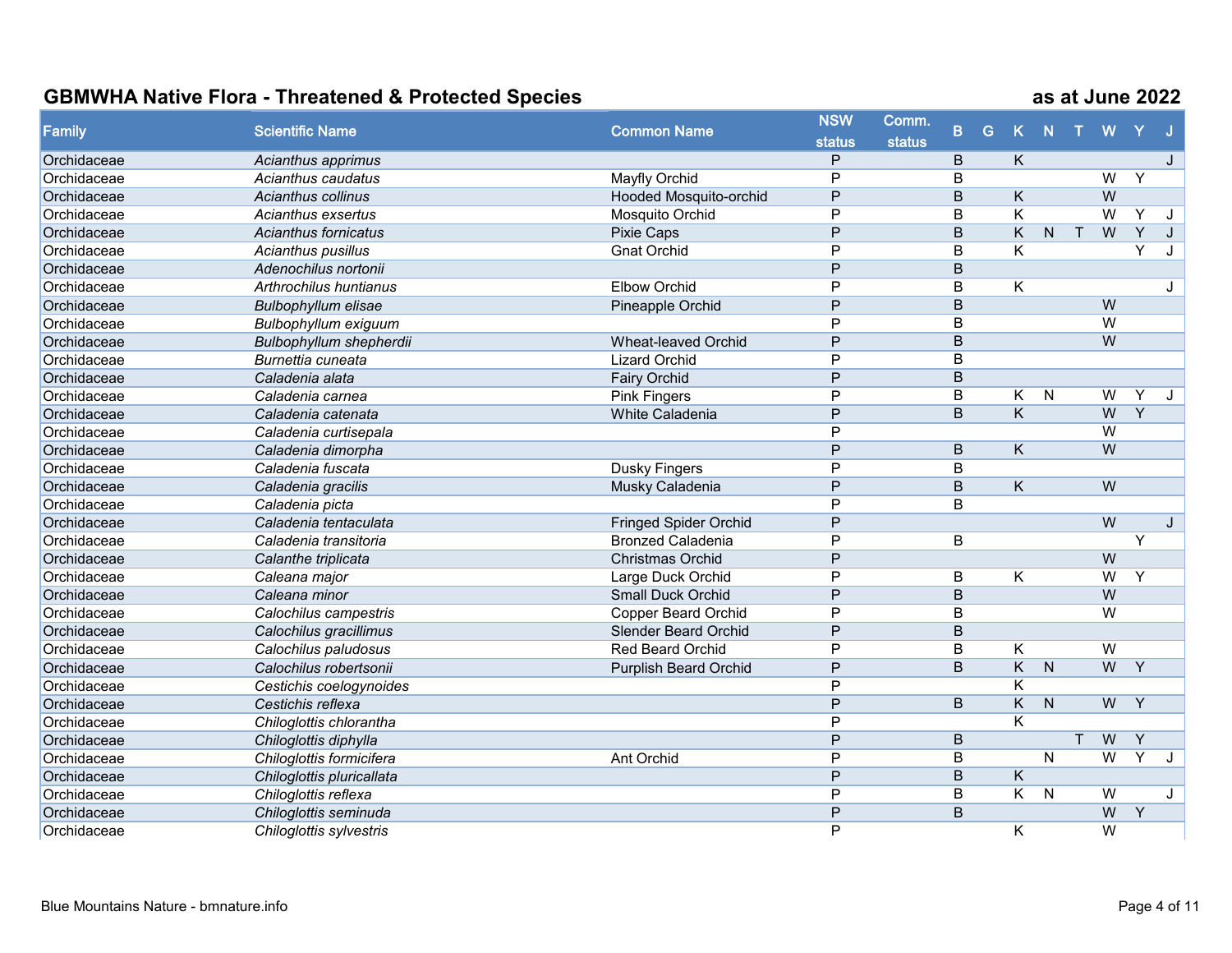## GBMWHA Native Flora - Threatened & Protected Species

as at June 2022

| Family | Scientific Name | Common Name | NSW status | Comm. status | B | G | K | N | T | W | Y | J |
|---|---|---|---|---|---|---|---|---|---|---|---|---|
| Orchidaceae | *Acianthus apprimus* | | P | | B | | K | | | | | J |
| Orchidaceae | *Acianthus caudatus* | Mayfly Orchid | P | | B | | | | | W | Y | |
| Orchidaceae | *Acianthus collinus* | Hooded Mosquito-orchid | P | | B | | K | | | W | | |
| Orchidaceae | *Acianthus exsertus* | Mosquito Orchid | P | | B | | K | | | W | Y | J |
| Orchidaceae | *Acianthus fornicatus* | Pixie Caps | P | | B | | K | N | T | W | Y | J |
| Orchidaceae | *Acianthus pusillus* | Gnat Orchid | P | | B | | K | | | | Y | J |
| Orchidaceae | *Adenochilus nortonii* | | P | | B | | | | | | | |
| Orchidaceae | *Arthrochilus huntianus* | Elbow Orchid | P | | B | | K | | | | | J |
| Orchidaceae | *Bulbophyllum elisae* | Pineapple Orchid | P | | B | | | | | W | | |
| Orchidaceae | *Bulbophyllum exiguum* | | P | | B | | | | | W | | |
| Orchidaceae | *Bulbophyllum shepherdii* | Wheat-leaved Orchid | P | | B | | | | | W | | |
| Orchidaceae | *Burnettia cuneata* | Lizard Orchid | P | | B | | | | | | | |
| Orchidaceae | *Caladenia alata* | Fairy Orchid | P | | B | | | | | | | |
| Orchidaceae | *Caladenia carnea* | Pink Fingers | P | | B | | K | N | | W | Y | J |
| Orchidaceae | *Caladenia catenata* | White Caladenia | P | | B | | K | | | W | Y | |
| Orchidaceae | *Caladenia curtisepala* | | P | | | | | | | W | | |
| Orchidaceae | *Caladenia dimorpha* | | P | | B | | K | | | W | | |
| Orchidaceae | *Caladenia fuscata* | Dusky Fingers | P | | B | | | | | | | |
| Orchidaceae | *Caladenia gracilis* | Musky Caladenia | P | | B | | K | | | W | | |
| Orchidaceae | *Caladenia picta* | | P | | B | | | | | | | |
| Orchidaceae | *Caladenia tentaculata* | Fringed Spider Orchid | P | | | | | | | W | | J |
| Orchidaceae | *Caladenia transitoria* | Bronzed Caladenia | P | | B | | | | | | Y | |
| Orchidaceae | *Calanthe triplicata* | Christmas Orchid | P | | | | | | | W | | |
| Orchidaceae | *Caleana major* | Large Duck Orchid | P | | B | | K | | | W | Y | |
| Orchidaceae | *Caleana minor* | Small Duck Orchid | P | | B | | | | | W | | |
| Orchidaceae | *Calochilus campestris* | Copper Beard Orchid | P | | B | | | | | W | | |
| Orchidaceae | *Calochilus gracillimus* | Slender Beard Orchid | P | | B | | | | | | | |
| Orchidaceae | *Calochilus paludosus* | Red Beard Orchid | P | | B | | K | | | W | | |
| Orchidaceae | *Calochilus robertsonii* | Purplish Beard Orchid | P | | B | | K | N | | W | Y | |
| Orchidaceae | *Cestichis coelogynoides* | | P | | | | K | | | | | |
| Orchidaceae | *Cestichis reflexa* | | P | | B | | K | N | | W | Y | |
| Orchidaceae | *Chiloglottis chlorantha* | | P | | | | K | | | | | |
| Orchidaceae | *Chiloglottis diphylla* | | P | | B | | | | T | W | Y | |
| Orchidaceae | *Chiloglottis formicifera* | Ant Orchid | P | | B | | | N | | W | Y | J |
| Orchidaceae | *Chiloglottis pluricallata* | | P | | B | | K | | | | | |
| Orchidaceae | *Chiloglottis reflexa* | | P | | B | | K | N | | W | | J |
| Orchidaceae | *Chiloglottis seminuda* | | P | | B | | | | | W | Y | |
| Orchidaceae | *Chiloglottis sylvestris* | | P | | | | K | | | W | | |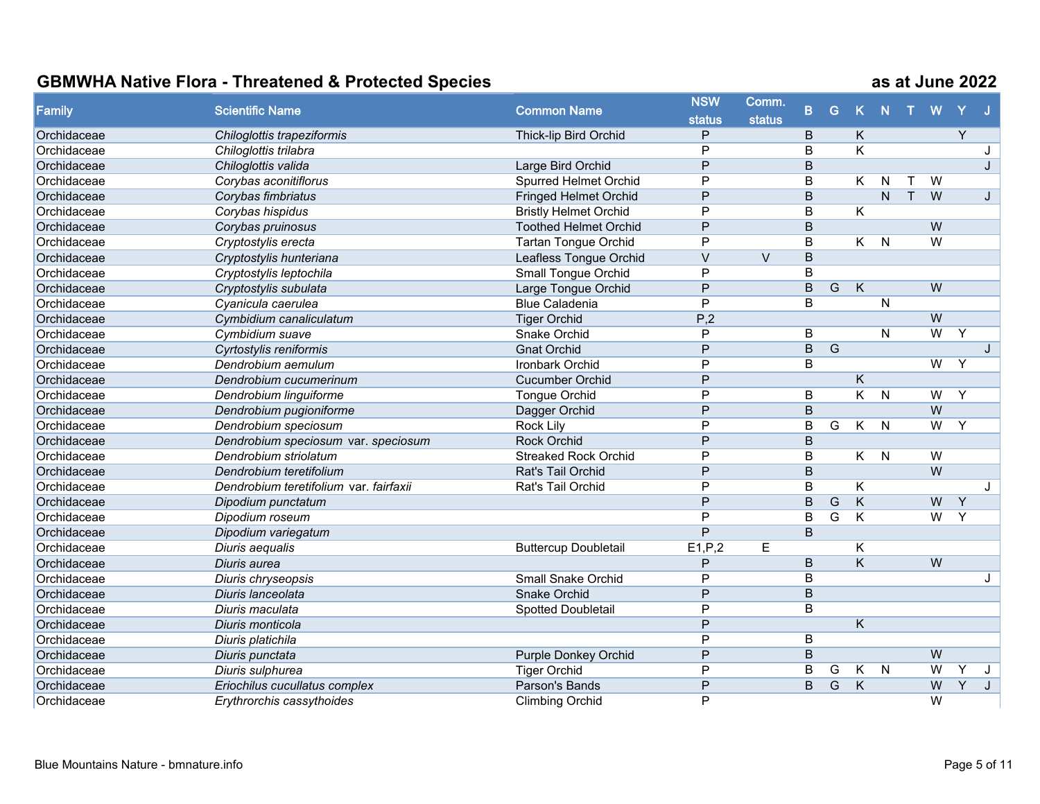## GBMWHA Native Flora - Threatened & Protected Species

as at June 2022

| Family | Scientific Name | Common Name | NSW status | Comm. status | B | G | K | N | T | W | Y | J |
|---|---|---|---|---|---|---|---|---|---|---|---|---|
| Orchidaceae | *Chiloglottis trapeziformis* | Thick-lip Bird Orchid | P | | B | | K | | | | Y | |
| Orchidaceae | *Chiloglottis trilabra* | | P | | B | | K | | | | | J |
| Orchidaceae | *Chiloglottis valida* | Large Bird Orchid | P | | B | | | | | | | J |
| Orchidaceae | *Corybas aconitiflorus* | Spurred Helmet Orchid | P | | B | | K | N | T | W | | |
| Orchidaceae | *Corybas fimbriatus* | Fringed Helmet Orchid | P | | B | | | N | T | W | | J |
| Orchidaceae | *Corybas hispidus* | Bristly Helmet Orchid | P | | B | | K | | | | | |
| Orchidaceae | *Corybas pruinosus* | Toothed Helmet Orchid | P | | B | | | | | W | | |
| Orchidaceae | *Cryptostylis erecta* | Tartan Tongue Orchid | P | | B | | K | N | | W | | |
| Orchidaceae | *Cryptostylis hunteriana* | Leafless Tongue Orchid | V | V | B | | | | | | | |
| Orchidaceae | *Cryptostylis leptochila* | Small Tongue Orchid | P | | B | | | | | | | |
| Orchidaceae | *Cryptostylis subulata* | Large Tongue Orchid | P | | B | G | K | | | W | | |
| Orchidaceae | *Cyanicula caerulea* | Blue Caladenia | P | | B | | | N | | | | |
| Orchidaceae | *Cymbidium canaliculatum* | Tiger Orchid | P,2 | | | | | | | W | | |
| Orchidaceae | *Cymbidium suave* | Snake Orchid | P | | B | | | N | | W | Y | |
| Orchidaceae | *Cyrtostylis reniformis* | Gnat Orchid | P | | B | G | | | | | | J |
| Orchidaceae | *Dendrobium aemulum* | Ironbark Orchid | P | | B | | | | | W | Y | |
| Orchidaceae | *Dendrobium cucumerinum* | Cucumber Orchid | P | | | | K | | | | | |
| Orchidaceae | *Dendrobium linguiforme* | Tongue Orchid | P | | B | | K | N | | W | Y | |
| Orchidaceae | *Dendrobium pugioniforme* | Dagger Orchid | P | | B | | | | | W | | |
| Orchidaceae | *Dendrobium speciosum* | Rock Lily | P | | B | G | K | N | | W | Y | |
| Orchidaceae | *Dendrobium speciosum* var. *speciosum* | Rock Orchid | P | | B | | | | | | | |
| Orchidaceae | *Dendrobium striolatum* | Streaked Rock Orchid | P | | B | | K | N | | W | | |
| Orchidaceae | *Dendrobium teretifolium* | Rat's Tail Orchid | P | | B | | | | | W | | |
| Orchidaceae | *Dendrobium teretifolium* var. *fairfaxii* | Rat's Tail Orchid | P | | B | | K | | | | | J |
| Orchidaceae | *Dipodium punctatum* | | P | | B | G | K | | | W | Y | |
| Orchidaceae | *Dipodium roseum* | | P | | B | G | K | | | W | Y | |
| Orchidaceae | *Dipodium variegatum* | | P | | B | | | | | | | |
| Orchidaceae | *Diuris aequalis* | Buttercup Doubletail | E1,P,2 | E | | | K | | | | | |
| Orchidaceae | *Diuris aurea* | | P | | B | | K | | | W | | |
| Orchidaceae | *Diuris chryseopsis* | Small Snake Orchid | P | | B | | | | | | | J |
| Orchidaceae | *Diuris lanceolata* | Snake Orchid | P | | B | | | | | | | |
| Orchidaceae | *Diuris maculata* | Spotted Doubletail | P | | B | | | | | | | |
| Orchidaceae | *Diuris monticola* | | P | | | | K | | | | | |
| Orchidaceae | *Diuris platichila* | | P | | B | | | | | | | |
| Orchidaceae | *Diuris punctata* | Purple Donkey Orchid | P | | B | | | | | W | | |
| Orchidaceae | *Diuris sulphurea* | Tiger Orchid | P | | B | G | K | N | | W | Y | J |
| Orchidaceae | *Eriochilus cucullatus complex* | Parson's Bands | P | | B | G | K | | | W | Y | J |
| Orchidaceae | *Erythrorchis cassythoides* | Climbing Orchid | P | | | | | | | W | | |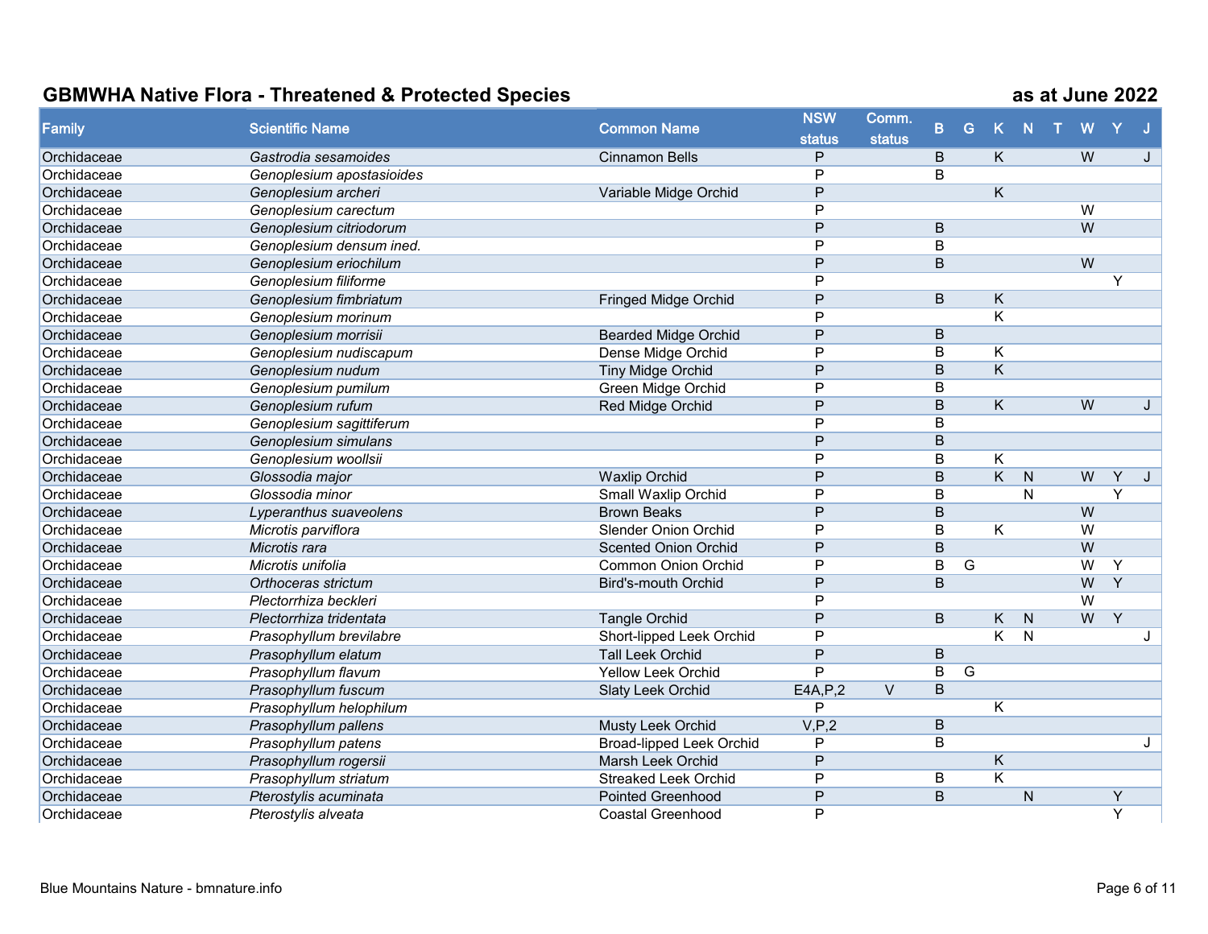## GBMWHA Native Flora - Threatened & Protected Species

as at June 2022

| Family | Scientific Name | Common Name | NSW status | Comm. status | B | G | K | N | T | W | Y | J |
|---|---|---|---|---|---|---|---|---|---|---|---|---|
| Orchidaceae | *Gastrodia sesamoides* | Cinnamon Bells | P | | B | | K | | | W | | J |
| Orchidaceae | *Genoplesium apostasioides* | | P | | B | | | | | | | |
| Orchidaceae | *Genoplesium archeri* | Variable Midge Orchid | P | | | | K | | | | | |
| Orchidaceae | *Genoplesium carectum* | | P | | | | | | | W | | |
| Orchidaceae | *Genoplesium citriodorum* | | P | | B | | | | | W | | |
| Orchidaceae | *Genoplesium densum ined.* | | P | | B | | | | | | | |
| Orchidaceae | *Genoplesium eriochilum* | | P | | B | | | | | W | | |
| Orchidaceae | *Genoplesium filiforme* | | P | | | | | | | | Y | |
| Orchidaceae | *Genoplesium fimbriatum* | Fringed Midge Orchid | P | | B | | K | | | | | |
| Orchidaceae | *Genoplesium morinum* | | P | | | | K | | | | | |
| Orchidaceae | *Genoplesium morrisii* | Bearded Midge Orchid | P | | B | | | | | | | |
| Orchidaceae | *Genoplesium nudiscapum* | Dense Midge Orchid | P | | B | | K | | | | | |
| Orchidaceae | *Genoplesium nudum* | Tiny Midge Orchid | P | | B | | K | | | | | |
| Orchidaceae | *Genoplesium pumilum* | Green Midge Orchid | P | | B | | | | | | | |
| Orchidaceae | *Genoplesium rufum* | Red Midge Orchid | P | | B | | K | | | W | | J |
| Orchidaceae | *Genoplesium sagittiferum* | | P | | B | | | | | | | |
| Orchidaceae | *Genoplesium simulans* | | P | | B | | | | | | | |
| Orchidaceae | *Genoplesium woollsii* | | P | | B | | K | | | | | |
| Orchidaceae | *Glossodia major* | Waxlip Orchid | P | | B | | K | N | | W | Y | J |
| Orchidaceae | *Glossodia minor* | Small Waxlip Orchid | P | | B | | | N | | | Y | |
| Orchidaceae | *Lyperanthus suaveolens* | Brown Beaks | P | | B | | | | | W | | |
| Orchidaceae | *Microtis parviflora* | Slender Onion Orchid | P | | B | | K | | | W | | |
| Orchidaceae | *Microtis rara* | Scented Onion Orchid | P | | B | | | | | W | | |
| Orchidaceae | *Microtis unifolia* | Common Onion Orchid | P | | B | G | | | | W | Y | |
| Orchidaceae | *Orthoceras strictum* | Bird's-mouth Orchid | P | | B | | | | | W | Y | |
| Orchidaceae | *Plectorrhiza beckleri* | | P | | | | | | | W | | |
| Orchidaceae | *Plectorrhiza tridentata* | Tangle Orchid | P | | B | | K | N | | W | Y | |
| Orchidaceae | *Prasophyllum brevilabre* | Short-lipped Leek Orchid | P | | | | K | N | | | | J |
| Orchidaceae | *Prasophyllum elatum* | Tall Leek Orchid | P | | B | | | | | | | |
| Orchidaceae | *Prasophyllum flavum* | Yellow Leek Orchid | P | | B | G | | | | | | |
| Orchidaceae | *Prasophyllum fuscum* | Slaty Leek Orchid | E4A,P,2 | V | B | | | | | | | |
| Orchidaceae | *Prasophyllum helophilum* | | P | | | | K | | | | | |
| Orchidaceae | *Prasophyllum pallens* | Musty Leek Orchid | V,P,2 | | B | | | | | | | |
| Orchidaceae | *Prasophyllum patens* | Broad-lipped Leek Orchid | P | | B | | | | | | | J |
| Orchidaceae | *Prasophyllum rogersii* | Marsh Leek Orchid | P | | | | K | | | | | |
| Orchidaceae | *Prasophyllum striatum* | Streaked Leek Orchid | P | | B | | K | | | | | |
| Orchidaceae | *Pterostylis acuminata* | Pointed Greenhood | P | | B | | | N | | | Y | |
| Orchidaceae | *Pterostylis alveata* | Coastal Greenhood | P | | | | | | | | Y | |

Blue Mountains Nature - bmnature.info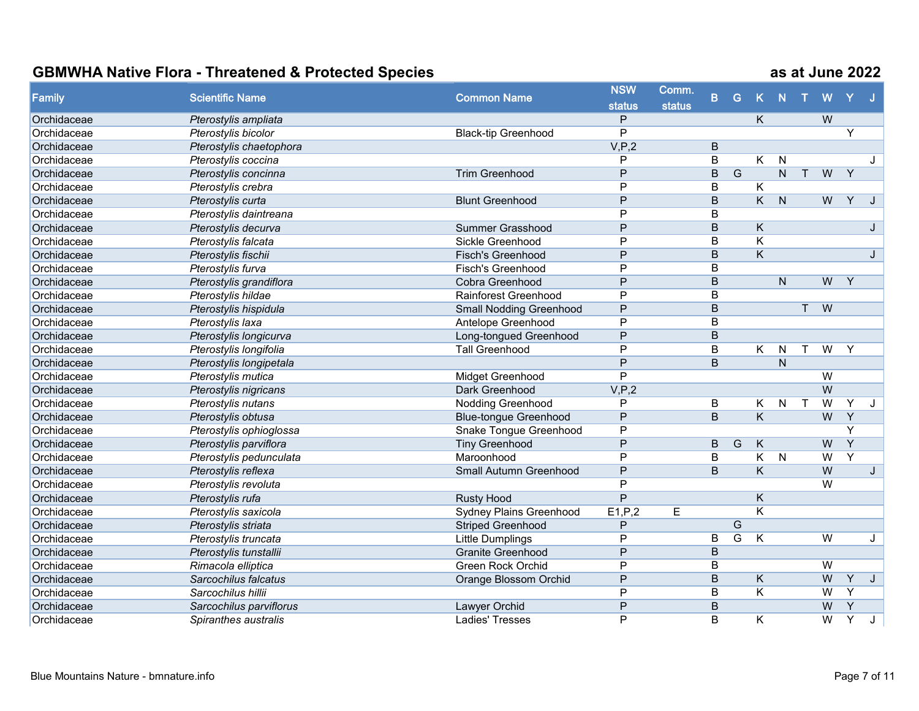## GBMWHA Native Flora - Threatened & Protected Species

as at June 2022

| Family | Scientific Name | Common Name | NSW status | Comm. status | B | G | K | N | T | W | Y | J |
|---|---|---|---|---|---|---|---|---|---|---|---|---|
| Orchidaceae | *Pterostylis ampliata* | | P | | | | K | | | W | | |
| Orchidaceae | *Pterostylis bicolor* | Black-tip Greenhood | P | | | | | | | | Y | |
| Orchidaceae | *Pterostylis chaetophora* | | V,P,2 | | B | | | | | | | |
| Orchidaceae | *Pterostylis coccina* | | P | | B | | K | N | | | | J |
| Orchidaceae | *Pterostylis concinna* | Trim Greenhood | P | | B | G | | N | T | W | Y | |
| Orchidaceae | *Pterostylis crebra* | | P | | B | | K | | | | | |
| Orchidaceae | *Pterostylis curta* | Blunt Greenhood | P | | B | | K | N | | W | Y | J |
| Orchidaceae | *Pterostylis daintreana* | | P | | B | | | | | | | |
| Orchidaceae | *Pterostylis decurva* | Summer Grasshood | P | | B | | K | | | | | J |
| Orchidaceae | *Pterostylis falcata* | Sickle Greenhood | P | | B | | K | | | | | |
| Orchidaceae | *Pterostylis fischii* | Fisch's Greenhood | P | | B | | K | | | | | J |
| Orchidaceae | *Pterostylis furva* | Fisch's Greenhood | P | | B | | | | | | | |
| Orchidaceae | *Pterostylis grandiflora* | Cobra Greenhood | P | | B | | | N | | W | Y | |
| Orchidaceae | *Pterostylis hildae* | Rainforest Greenhood | P | | B | | | | | | | |
| Orchidaceae | *Pterostylis hispidula* | Small Nodding Greenhood | P | | B | | | | T | W | | |
| Orchidaceae | *Pterostylis laxa* | Antelope Greenhood | P | | B | | | | | | | |
| Orchidaceae | *Pterostylis longicurva* | Long-tongued Greenhood | P | | B | | | | | | | |
| Orchidaceae | *Pterostylis longifolia* | Tall Greenhood | P | | B | | K | N | T | W | Y | |
| Orchidaceae | *Pterostylis longipetala* | | P | | B | | | N | | | | |
| Orchidaceae | *Pterostylis mutica* | Midget Greenhood | P | | | | | | | W | | |
| Orchidaceae | *Pterostylis nigricans* | Dark Greenhood | V,P,2 | | | | | | | W | | |
| Orchidaceae | *Pterostylis nutans* | Nodding Greenhood | P | | B | | K | N | T | W | Y | J |
| Orchidaceae | *Pterostylis obtusa* | Blue-tongue Greenhood | P | | B | | K | | | W | Y | |
| Orchidaceae | *Pterostylis ophioglossa* | Snake Tongue Greenhood | P | | | | | | | | Y | |
| Orchidaceae | *Pterostylis parviflora* | Tiny Greenhood | P | | B | G | K | | | W | Y | |
| Orchidaceae | *Pterostylis pedunculata* | Maroonhood | P | | B | | K | N | | W | Y | |
| Orchidaceae | *Pterostylis reflexa* | Small Autumn Greenhood | P | | B | | K | | | W | | J |
| Orchidaceae | *Pterostylis revoluta* | | P | | | | | | | W | | |
| Orchidaceae | *Pterostylis rufa* | Rusty Hood | P | | | | K | | | | | |
| Orchidaceae | *Pterostylis saxicola* | Sydney Plains Greenhood | E1,P,2 | E | | | K | | | | | |
| Orchidaceae | *Pterostylis striata* | Striped Greenhood | P | | | G | | | | | | |
| Orchidaceae | *Pterostylis truncata* | Little Dumplings | P | | B | G | K | | | W | | J |
| Orchidaceae | *Pterostylis tunstallii* | Granite Greenhood | P | | B | | | | | | | |
| Orchidaceae | *Rimacola elliptica* | Green Rock Orchid | P | | B | | | | | W | | |
| Orchidaceae | *Sarcochilus falcatus* | Orange Blossom Orchid | P | | B | | K | | | W | Y | J |
| Orchidaceae | *Sarcochilus hillii* | | P | | B | | K | | | W | Y | |
| Orchidaceae | *Sarcochilus parviflorus* | Lawyer Orchid | P | | B | | | | | W | Y | |
| Orchidaceae | *Spiranthes australis* | Ladies' Tresses | P | | B | | K | | | W | Y | J |

Blue Mountains Nature - bmnature.info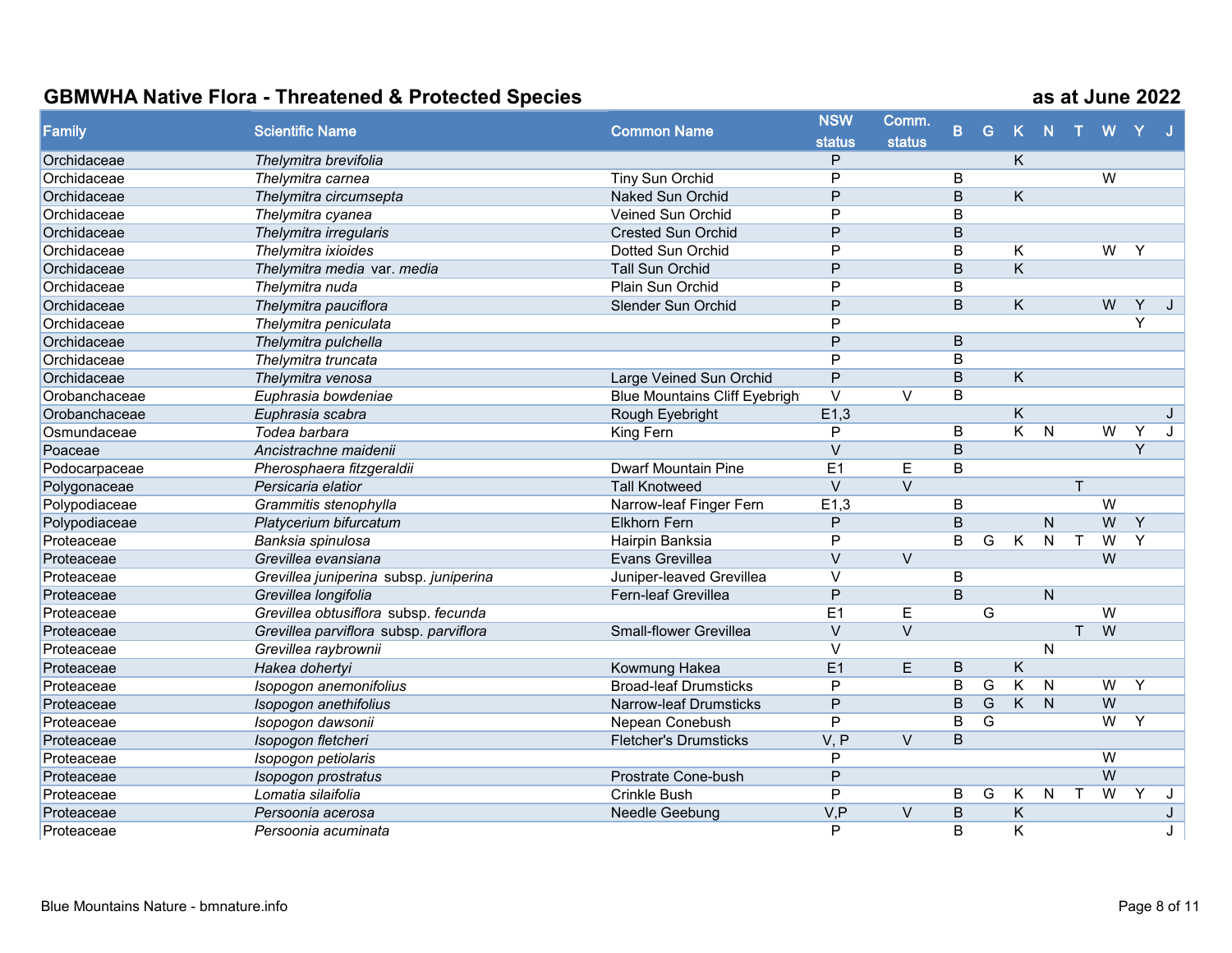## GBMWHA Native Flora - Threatened & Protected Species

**as at June 2022**

| Family | Scientific Name | Common Name | NSW status | Comm. status | B | G | K | N | T | W | Y | J |
|---|---|---|---|---|---|---|---|---|---|---|---|---|
| Orchidaceae | *Thelymitra brevifolia* | | P | | | | K | | | | | |
| Orchidaceae | *Thelymitra carnea* | Tiny Sun Orchid | P | | B | | | | | W | | |
| Orchidaceae | *Thelymitra circumsepta* | Naked Sun Orchid | P | | B | | K | | | | | |
| Orchidaceae | *Thelymitra cyanea* | Veined Sun Orchid | P | | B | | | | | | | |
| Orchidaceae | *Thelymitra irregularis* | Crested Sun Orchid | P | | B | | | | | | | |
| Orchidaceae | *Thelymitra ixioides* | Dotted Sun Orchid | P | | B | | K | | | W | Y | |
| Orchidaceae | *Thelymitra media* var. *media* | Tall Sun Orchid | P | | B | | K | | | | | |
| Orchidaceae | *Thelymitra nuda* | Plain Sun Orchid | P | | B | | | | | | | |
| Orchidaceae | *Thelymitra pauciflora* | Slender Sun Orchid | P | | B | | K | | | W | Y | J |
| Orchidaceae | *Thelymitra peniculata* | | P | | | | | | | | Y | |
| Orchidaceae | *Thelymitra pulchella* | | P | | B | | | | | | | |
| Orchidaceae | *Thelymitra truncata* | | P | | B | | | | | | | |
| Orchidaceae | *Thelymitra venosa* | Large Veined Sun Orchid | P | | B | | K | | | | | |
| Orobanchaceae | *Euphrasia bowdeniae* | Blue Mountains Cliff Eyebrigh | V | V | B | | | | | | | |
| Orobanchaceae | *Euphrasia scabra* | Rough Eyebright | E1,3 | | | | K | | | | | J |
| Osmundaceae | *Todea barbara* | King Fern | P | | B | | K | N | | W | Y | J |
| Poaceae | *Ancistrachne maidenii* | | V | | B | | | | | | Y | |
| Podocarpaceae | *Pherosphaera fitzgeraldii* | Dwarf Mountain Pine | E1 | E | B | | | | | | | |
| Polygonaceae | *Persicaria elatior* | Tall Knotweed | V | V | | | | | T | | | |
| Polypodiaceae | *Grammitis stenophylla* | Narrow-leaf Finger Fern | E1,3 | | B | | | | | W | | |
| Polypodiaceae | *Platycerium bifurcatum* | Elkhorn Fern | P | | B | | | N | | W | Y | |
| Proteaceae | *Banksia spinulosa* | Hairpin Banksia | P | | B | G | K | N | T | W | Y | |
| Proteaceae | *Grevillea evansiana* | Evans Grevillea | V | V | | | | | | W | | |
| Proteaceae | *Grevillea juniperina* subsp. *juniperina* | Juniper-leaved Grevillea | V | | B | | | | | | | |
| Proteaceae | *Grevillea longifolia* | Fern-leaf Grevillea | P | | B | | | N | | | | |
| Proteaceae | *Grevillea obtusiflora* subsp. *fecunda* | | E1 | E | | G | | | | W | | |
| Proteaceae | *Grevillea parviflora* subsp. *parviflora* | Small-flower Grevillea | V | V | | | | | T | W | | |
| Proteaceae | *Grevillea raybrownii* | | V | | | | | N | | | | |
| Proteaceae | *Hakea dohertyi* | Kowmung Hakea | E1 | E | B | | K | | | | | |
| Proteaceae | *Isopogon anemonifolius* | Broad-leaf Drumsticks | P | | B | G | K | N | | W | Y | |
| Proteaceae | *Isopogon anethifolius* | Narrow-leaf Drumsticks | P | | B | G | K | N | | W | | |
| Proteaceae | *Isopogon dawsonii* | Nepean Conebush | P | | B | G | | | | W | Y | |
| Proteaceae | *Isopogon fletcheri* | Fletcher's Drumsticks | V, P | V | B | | | | | | | |
| Proteaceae | *Isopogon petiolaris* | | P | | | | | | | W | | |
| Proteaceae | *Isopogon prostratus* | Prostrate Cone-bush | P | | | | | | | W | | |
| Proteaceae | *Lomatia silaifolia* | Crinkle Bush | P | | B | G | K | N | T | W | Y | J |
| Proteaceae | *Persoonia acerosa* | Needle Geebung | V,P | V | B | | K | | | | | J |
| Proteaceae | *Persoonia acuminata* | | P | | B | | K | | | | | J |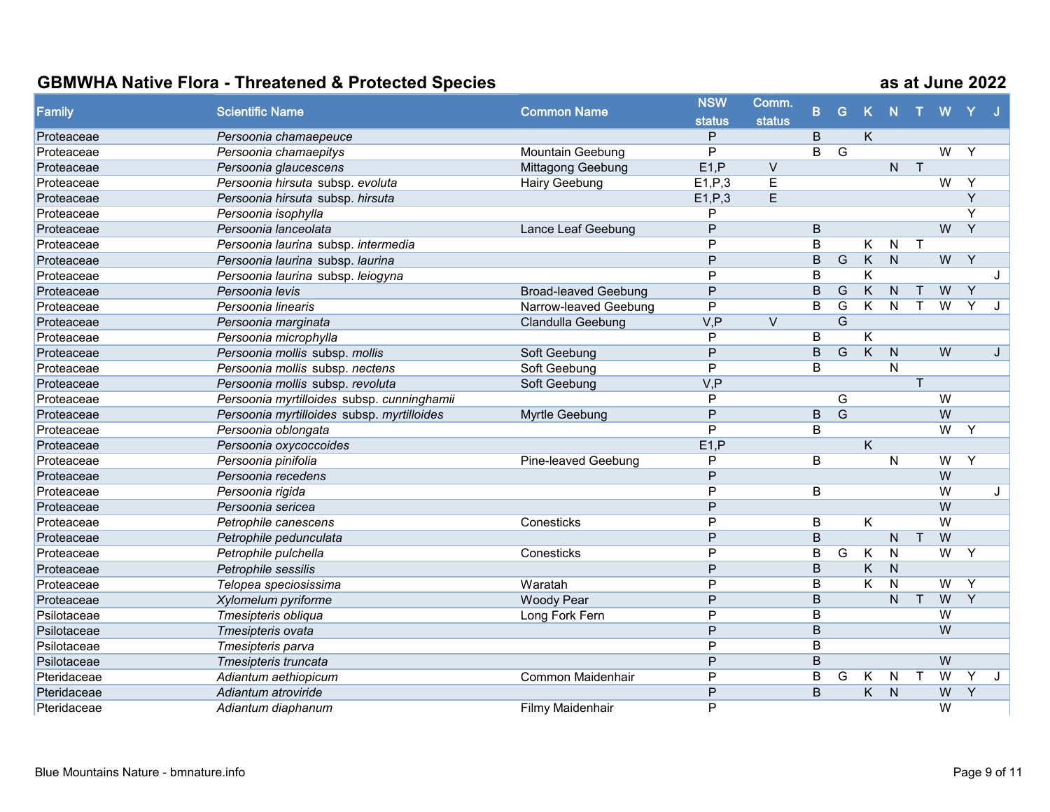## GBMWHA Native Flora - Threatened & Protected Species

as at June 2022

| Family | Scientific Name | Common Name | NSW status | Comm. status | B | G | K | N | T | W | Y | J |
|---|---|---|---|---|---|---|---|---|---|---|---|---|
| Proteaceae | *Persoonia chamaepeuce* | | P | | B | | K | | | | | |
| Proteaceae | *Persoonia chamaepitys* | Mountain Geebung | P | | B | G | | | | W | Y | |
| Proteaceae | *Persoonia glaucescens* | Mittagong Geebung | E1,P | V | | | | N | T | | | |
| Proteaceae | *Persoonia hirsuta* subsp. *evoluta* | Hairy Geebung | E1,P,3 | E | | | | | | W | Y | |
| Proteaceae | *Persoonia hirsuta* subsp. *hirsuta* | | E1,P,3 | E | | | | | | | Y | |
| Proteaceae | *Persoonia isophylla* | | P | | | | | | | | Y | |
| Proteaceae | *Persoonia lanceolata* | Lance Leaf Geebung | P | | B | | | | | W | Y | |
| Proteaceae | *Persoonia laurina* subsp. *intermedia* | | P | | B | | K | N | T | | | |
| Proteaceae | *Persoonia laurina* subsp. *laurina* | | P | | B | G | K | N | | W | Y | |
| Proteaceae | *Persoonia laurina* subsp. *leiogyna* | | P | | B | | K | | | | | J |
| Proteaceae | *Persoonia levis* | Broad-leaved Geebung | P | | B | G | K | N | T | W | Y | |
| Proteaceae | *Persoonia linearis* | Narrow-leaved Geebung | P | | B | G | K | N | T | W | Y | J |
| Proteaceae | *Persoonia marginata* | Clandulla Geebung | V,P | V | | G | | | | | | |
| Proteaceae | *Persoonia microphylla* | | P | | B | | K | | | | | |
| Proteaceae | *Persoonia mollis* subsp. *mollis* | Soft Geebung | P | | B | G | K | N | | W | | J |
| Proteaceae | *Persoonia mollis* subsp. *nectens* | Soft Geebung | P | | B | | | N | | | | |
| Proteaceae | *Persoonia mollis* subsp. *revoluta* | Soft Geebung | V,P | | | | | | T | | | |
| Proteaceae | *Persoonia myrtilloides* subsp. *cunninghamii* | | P | | | G | | | | W | | |
| Proteaceae | *Persoonia myrtilloides* subsp. *myrtilloides* | Myrtle Geebung | P | | B | G | | | | W | | |
| Proteaceae | *Persoonia oblongata* | | P | | B | | | | | W | Y | |
| Proteaceae | *Persoonia oxycoccoides* | | E1,P | | | | K | | | | | |
| Proteaceae | *Persoonia pinifolia* | Pine-leaved Geebung | P | | B | | | N | | W | Y | |
| Proteaceae | *Persoonia recedens* | | P | | | | | | | W | | |
| Proteaceae | *Persoonia rigida* | | P | | B | | | | | W | | J |
| Proteaceae | *Persoonia sericea* | | P | | | | | | | W | | |
| Proteaceae | *Petrophile canescens* | Conesticks | P | | B | | K | | | W | | |
| Proteaceae | *Petrophile pedunculata* | | P | | B | | | N | T | W | | |
| Proteaceae | *Petrophile pulchella* | Conesticks | P | | B | G | K | N | | W | Y | |
| Proteaceae | *Petrophile sessilis* | | P | | B | | K | N | | | | |
| Proteaceae | *Telopea speciosissima* | Waratah | P | | B | | K | N | | W | Y | |
| Proteaceae | *Xylomelum pyriforme* | Woody Pear | P | | B | | | N | T | W | Y | |
| Psilotaceae | *Tmesipteris obliqua* | Long Fork Fern | P | | B | | | | | W | | |
| Psilotaceae | *Tmesipteris ovata* | | P | | B | | | | | W | | |
| Psilotaceae | *Tmesipteris parva* | | P | | B | | | | | | | |
| Psilotaceae | *Tmesipteris truncata* | | P | | B | | | | | W | | |
| Pteridaceae | *Adiantum aethiopicum* | Common Maidenhair | P | | B | G | K | N | T | W | Y | J |
| Pteridaceae | *Adiantum atroviride* | | P | | B | | K | N | | W | Y | |
| Pteridaceae | *Adiantum diaphanum* | Filmy Maidenhair | P | | | | | | | W | | |

Blue Mountains Nature - bmnature.info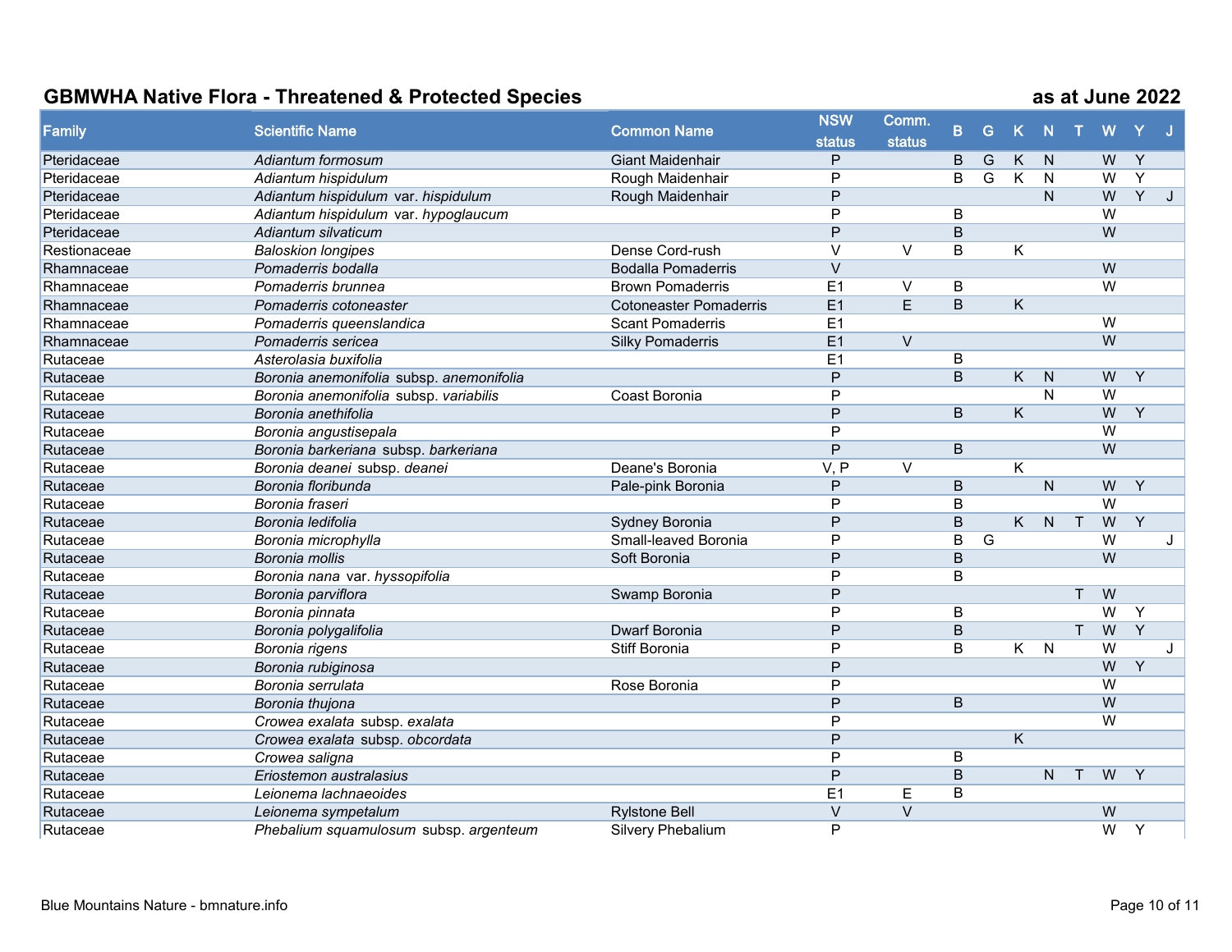## GBMWHA Native Flora - Threatened & Protected Species

**as at June 2022**

| Family | Scientific Name | Common Name | NSW status | Comm. status | B | G | K | N | T | W | Y | J |
|---|---|---|---|---|---|---|---|---|---|---|---|---|
| Pteridaceae | *Adiantum formosum* | Giant Maidenhair | P | | B | G | K | N | | W | Y | |
| Pteridaceae | *Adiantum hispidulum* | Rough Maidenhair | P | | B | G | K | N | | W | Y | |
| Pteridaceae | *Adiantum hispidulum* var. *hispidulum* | Rough Maidenhair | P | | | | | N | | W | Y | J |
| Pteridaceae | *Adiantum hispidulum* var. *hypoglaucum* | | P | | B | | | | | W | | |
| Pteridaceae | *Adiantum silvaticum* | | P | | B | | | | | W | | |
| Restionaceae | *Baloskion longipes* | Dense Cord-rush | V | V | B | | K | | | | | |
| Rhamnaceae | *Pomaderris bodalla* | Bodalla Pomaderris | V | | | | | | | W | | |
| Rhamnaceae | *Pomaderris brunnea* | Brown Pomaderris | E1 | V | B | | | | | W | | |
| Rhamnaceae | *Pomaderris cotoneaster* | Cotoneaster Pomaderris | E1 | E | B | | K | | | | | |
| Rhamnaceae | *Pomaderris queenslandica* | Scant Pomaderris | E1 | | | | | | | W | | |
| Rhamnaceae | *Pomaderris sericea* | Silky Pomaderris | E1 | V | | | | | | W | | |
| Rutaceae | *Asterolasia buxifolia* | | E1 | | B | | | | | | | |
| Rutaceae | *Boronia anemonifolia* subsp. *anemonifolia* | | P | | B | | K | N | | W | Y | |
| Rutaceae | *Boronia anemonifolia* subsp. *variabilis* | Coast Boronia | P | | | | | N | | W | | |
| Rutaceae | *Boronia anethifolia* | | P | | B | | K | | | W | Y | |
| Rutaceae | *Boronia angustisepala* | | P | | | | | | | W | | |
| Rutaceae | *Boronia barkeriana* subsp. *barkeriana* | | P | | B | | | | | W | | |
| Rutaceae | *Boronia deanei* subsp. *deanei* | Deane's Boronia | V, P | V | | | K | | | | | |
| Rutaceae | *Boronia floribunda* | Pale-pink Boronia | P | | B | | | N | | W | Y | |
| Rutaceae | *Boronia fraseri* | | P | | B | | | | | W | | |
| Rutaceae | *Boronia ledifolia* | Sydney Boronia | P | | B | | K | N | T | W | Y | |
| Rutaceae | *Boronia microphylla* | Small-leaved Boronia | P | | B | G | | | | W | | J |
| Rutaceae | *Boronia mollis* | Soft Boronia | P | | B | | | | | W | | |
| Rutaceae | *Boronia nana* var. *hyssopifolia* | | P | | B | | | | | | | |
| Rutaceae | *Boronia parviflora* | Swamp Boronia | P | | | | | | T | W | | |
| Rutaceae | *Boronia pinnata* | | P | | B | | | | | W | Y | |
| Rutaceae | *Boronia polygalifolia* | Dwarf Boronia | P | | B | | | | T | W | Y | |
| Rutaceae | *Boronia rigens* | Stiff Boronia | P | | B | | K | N | | W | | J |
| Rutaceae | *Boronia rubiginosa* | | P | | | | | | | W | Y | |
| Rutaceae | *Boronia serrulata* | Rose Boronia | P | | | | | | | W | | |
| Rutaceae | *Boronia thujona* | | P | | B | | | | | W | | |
| Rutaceae | *Crowea exalata* subsp. *exalata* | | P | | | | | | | W | | |
| Rutaceae | *Crowea exalata* subsp. *obcordata* | | P | | | | K | | | | | |
| Rutaceae | *Crowea saligna* | | P | | B | | | | | | | |
| Rutaceae | *Eriostemon australasius* | | P | | B | | | N | T | W | Y | |
| Rutaceae | *Leionema lachnaeoides* | | E1 | E | B | | | | | | | |
| Rutaceae | *Leionema sympetalum* | Rylstone Bell | V | V | | | | | | W | | |
| Rutaceae | *Phebalium squamulosum* subsp. *argenteum* | Silvery Phebalium | P | | | | | | | W | Y | |

Blue Mountains Nature - bmnature.info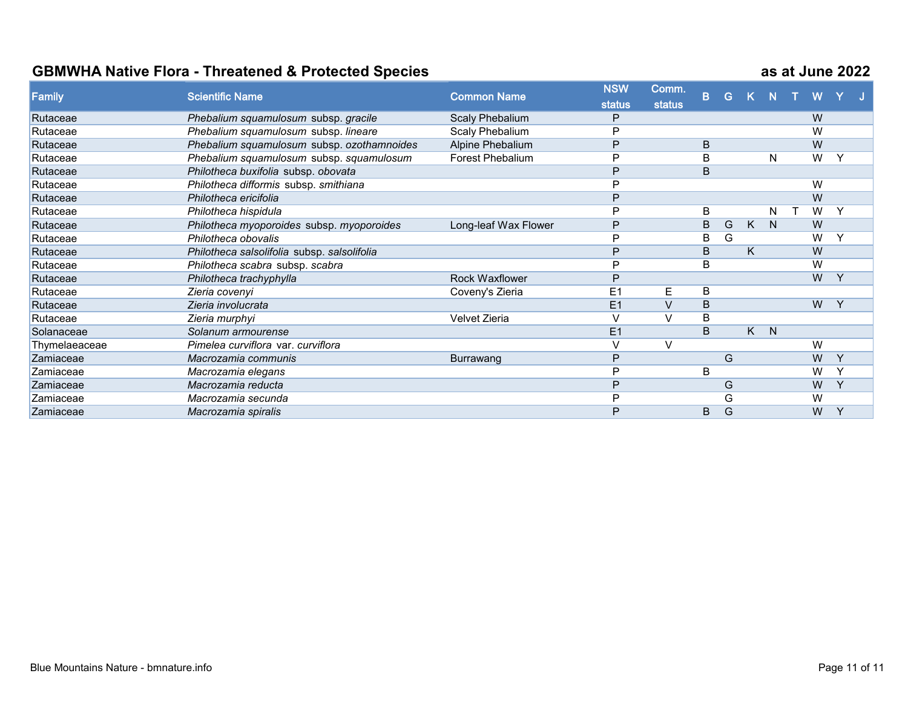## GBMWHA Native Flora - Threatened & Protected Species

as at June 2022

| Family | Scientific Name | Common Name | NSW status | Comm. status | B | G | K | N | T | W | Y | J |
|---|---|---|---|---|---|---|---|---|---|---|---|---|
| Rutaceae | *Phebalium squamulosum* subsp. *gracile* | Scaly Phebalium | P | | | | | | | W | | |
| Rutaceae | *Phebalium squamulosum* subsp. *lineare* | Scaly Phebalium | P | | | | | | | W | | |
| Rutaceae | *Phebalium squamulosum* subsp. *ozothamnoides* | Alpine Phebalium | P | | B | | | | | W | | |
| Rutaceae | *Phebalium squamulosum* subsp. *squamulosum* | Forest Phebalium | P | | B | | | N | | W | Y | |
| Rutaceae | *Philotheca buxifolia* subsp. *obovata* | | P | | B | | | | | | | |
| Rutaceae | *Philotheca difformis* subsp. *smithiana* | | P | | | | | | | W | | |
| Rutaceae | *Philotheca ericifolia* | | P | | | | | | | W | | |
| Rutaceae | *Philotheca hispidula* | | P | | B | | | N | T | W | Y | |
| Rutaceae | *Philotheca myoporoides* subsp. *myoporoides* | Long-leaf Wax Flower | P | | B | G | K | N | | W | | |
| Rutaceae | *Philotheca obovalis* | | P | | B | G | | | | W | Y | |
| Rutaceae | *Philotheca salsolifolia* subsp. *salsolifolia* | | P | | B | | K | | | W | | |
| Rutaceae | *Philotheca scabra* subsp. *scabra* | | P | | B | | | | | W | | |
| Rutaceae | *Philotheca trachyphylla* | Rock Waxflower | P | | | | | | | W | Y | |
| Rutaceae | *Zieria covenyi* | Coveny's Zieria | E1 | E | B | | | | | | | |
| Rutaceae | *Zieria involucrata* | | E1 | V | B | | | | | W | Y | |
| Rutaceae | *Zieria murphyi* | Velvet Zieria | V | V | B | | | | | | | |
| Solanaceae | *Solanum armourense* | | E1 | | B | | K | N | | | | |
| Thymelaeaceae | *Pimelea curviflora* var. *curviflora* | | V | V | | | | | | W | | |
| Zamiaceae | *Macrozamia communis* | Burrawang | P | | | G | | | | W | Y | |
| Zamiaceae | *Macrozamia elegans* | | P | | B | | | | | W | Y | |
| Zamiaceae | *Macrozamia reducta* | | P | | | G | | | | W | Y | |
| Zamiaceae | *Macrozamia secunda* | | P | | | G | | | | W | | |
| Zamiaceae | *Macrozamia spiralis* | | P | | B | G | | | | W | Y | |

Blue Mountains Nature - bmnature.info